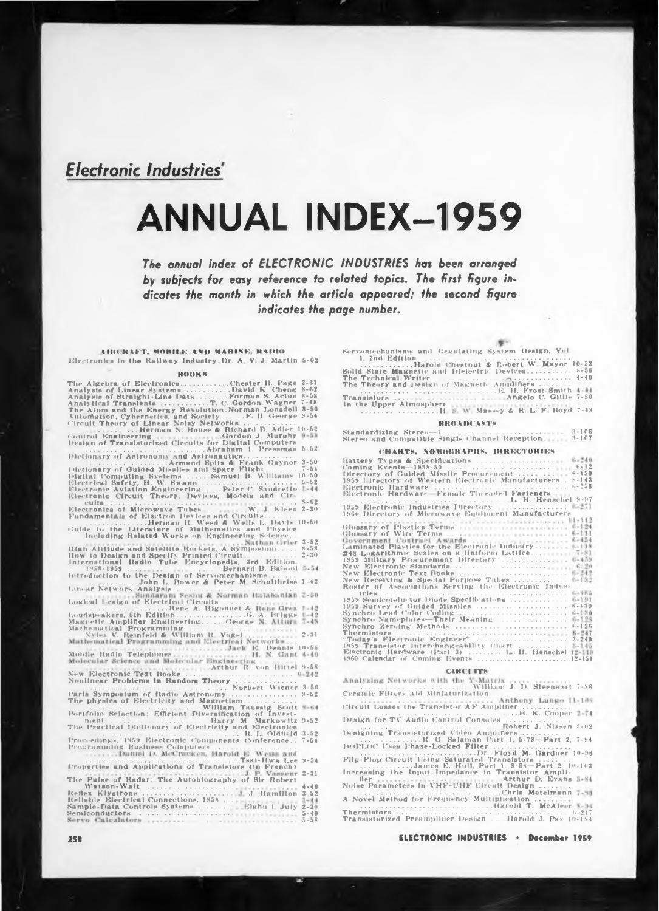*Electronic Industries'*

# ANNUAL INDEX—1959

*The annual index of ELECTRONIC INDUSTRIES has been arranged by subjects for easy reference to related topics. The first figure indicates the month in which the article appeared; the second figure indicates the page number.*

### AIRCRAFT, MOBILE AND MARINE, RADIO

Electronics in the Railway Industry. Dr. A. V. J. Martin 5-92

### BOOKS

The Algebra of Electronics ............ Chester H. Page 2-31
Analysis of Linear Systems ............ David K. Cheng 8-62
Analysis of Straight-Line Data ............ Forman S. Acton 8-58
Analytical Transients ............ T. C. Gordon Wagner 7-48
The Atom and the Energy Revolution. Norman Lonsdell 3-50
Automation, Cybernetics, and Society ...... F. H. George 9-54
Circuit Theory of Linear Noisy Networks ............ Herman N. Hause & Richard B. Adler 10-52
Control Engineering ............ Gordon J. Murphy 9-58
Design of Transistorized Circuits for Digital Computers ............ Abraham I. Pressman 5-52
Dictionary of Astronomy and Astronautics ............ Armand Spitz & Frank Gaynor 3-50
Dictionary of Guided Missiles and Space Flight ...... 7-54
Digital Computing Systems ...... Samuel B. Williams 10-50
Electrical Safety, H. W. Swann ............ 5-52
Electronic Aviation Engineering ...... Peter C. Sandretto 1-44
Electronic Circuit Theory, Devices, Models and Circuits ............ 8-62
Electronics of Microwave Tubes ............ W. J. Kleen 2-30
Fundamentals of Electron Devices and Circuits ............ Herman R. Weed & Wells L. Davis 10-50
Guide to the Literature of Mathematics and Physics Including Related Works on Engineering Science ............ Nathan Grier 3-52
High Altitude and Satellite Rockets, A Symposium ...... 8-58
How to Design and Specify Printed Circuit ............ 2-30
International Radio Tube Encyclopedia, 3rd Edition, 1958-1959 ............ Bernard B. Babani 5-54
Introduction to the Design of Servomechanisms ............ John L. Bower & Peter M. Schultheiss 1-42
Linear Network Analysis ............ Sundaram Seshu & Norman Balabanian 7-50
Logical Design of Electrical Circuits ............ Rene A. Higonnet & Rene Grea 1-42
Loudspeakers, 5th Edition ............ G. A. Briggs 1-42
Magnetic Amplifier Engineering ...... George N. Attura 7-48
Mathematical Programming ............ Nylea V. Reinfeld & William R. Vogel ............ 2-31
Mathematical Programming and Electrical Networks ............ Jack B. Dennis 10-56
Mobile Radio Telephones ............ H. N. Gant 4-40
Molecular Science and Molecular Engineering ............ Arthur R. von Hippel 9-58
New Electronic Text Books ............ 6-242
Nonlinear Problems in Random Theory ............ Norbert Wiener 3-50
Paris Symposium of Radio Astronomy ............ 9-52
The physics of Electricity and Magnetism ............ William Taussig Scott 8-64
Portfolio Selection: Efficient Diversification of Investment ............ Harry M. Markowitz 9-52
The Practical Dictionary of Electricity and Electronics ............ R. L. Oldfield 3-52
Proceedings, 1959 Electronic Components Conference .. 7-54
Programming Business Computers ............ Daniel D. McCracken, Harold E. Weiss and Tsai-Hwa Lee 9-54
Properties and Applications of Transistors (in French) ............ J. P. Vasseur 2-31
The Pulse of Radar: The Autobiography of Sir Robert Watson-Watt ............ 4-40
Reflex Klystrons ............ J. J. Hamilton 3-52
Reliable Electrical Connections, 1958 ............ 1-44
Sample-Data Controls Systems ............ Eliahu I. Jury 2-30
Semiconductors ............ 5-49
Servo Calculators ............ 5-58
Servomechanisms and Regulating System Design, Vol. 1, 2nd Edition ............ Harold Chestnut & Robert W. Mayer 10-52
Solid State Magnetic and Dielectric Devices ............ 8-58
The Technical Writer ............ 4-40
The Theory and Design of Magnetic Amplifiers ............ E. H. Frost-Smith 4-44
Transistors ............ Angelo C. Gillie 7-50
In the Upper Atmosphere ............ H. S. W. Massey & R. L. F. Boyd 7-48

### BROADCASTS

Standardizing Stereo—I ............ 3-106
Stereo and Compatible Single Channel Reception ...... 3-107

### CHARTS, NOMOGRAPHS, DIRECTORIES

Battery Types & Specifications ............ 6-240
Coming Events—1958-59 ............ 6-12
Directory of Guided Missile Procurement ............ 6-450
1959 Directory of Western Electronic Manufacturers .. 8-143
Electronic Hardware ............ 6-258
Electronic Hardware—Female Threaded Fasteners ............ L. H. Henschel 9-97
1959 Electronic Industries Directory ............ 6-271
1960 Directory of Microwave Equipment Manufacturers ............ 11-112
Glossary of Plastics Terms ............ 6-124
Glossary of Wire Terms ............ 6-111
Government Contract Awards ............ 6-454
Laminated Plastics for the Electronic Industry ...... 6-118
#48 Logarithmic Scales on a Uniform Lattice ...... 7-81
1959 Military Procurement Directory ............ 6-459
New Electronic Standards ............ 6-20
New Electronic Text Books ............ 6-242
New Receiving & Special Purpose Tubes ............ 6-132
Roster of Associations Serving the Electronic Industries ............ 6-485
1959 Semiconductor Diode Specifications ............ 6-191
1959 Survey of Guided Missiles ............ 6-439
Synchro Lead Color Coding ............ 6-130
Synchro Nameplates—Their Meaning ............ 6-128
Synchro Zeroing Methods ............ 6-126
Thermistors ............ 6-247
"Today's Electronic Engineer" ............ 3-249
1959 Transistor Interchangeability Chart ............ 3-145
Electronic Hardware (Part 3) ............ L. H. Henschel 12-110
1960 Calendar of Coming Events ............ 12-151

### CIRCUITS

Analyzing Networks with the Y-Matrix ............ William J. D. Steenaart 7-86
Ceramic Filters Aid Miniaturization ............ Anthony Lungo 11-106
Circuit Losses the Transistor AF Amplifier ............ H. K. Cooper 2-74
Design for TV Audio Control Consoles ............ Robert J. Nissen 3-92
Designing Transistorized Video Amplifiers ............ R. G. Salaman Part 1, 5-79—Part 2, 7-94
DOPLOC Uses Phase-Locked Filter ............ Dr. Floyd M. Gardner 10-96
Flip-Flop Circuit Using Saturated Transistors ............ James E. Hull, Part 1, 9-88—Part 2, 10-103
Increasing the Input Impedance in Transistor Amplifier ............ Arthur D. Evans 3-84
Noise Parameters in VHF-UHF Circuit Design ............ Chris Metelmann 7-90
A Novel Method for Frequency Multiplication ............ Harold T. McAleer 8-96
Thermistors ............ 6-247
Transistorized Preamplifier Design ...... Harold J. Paz 10-184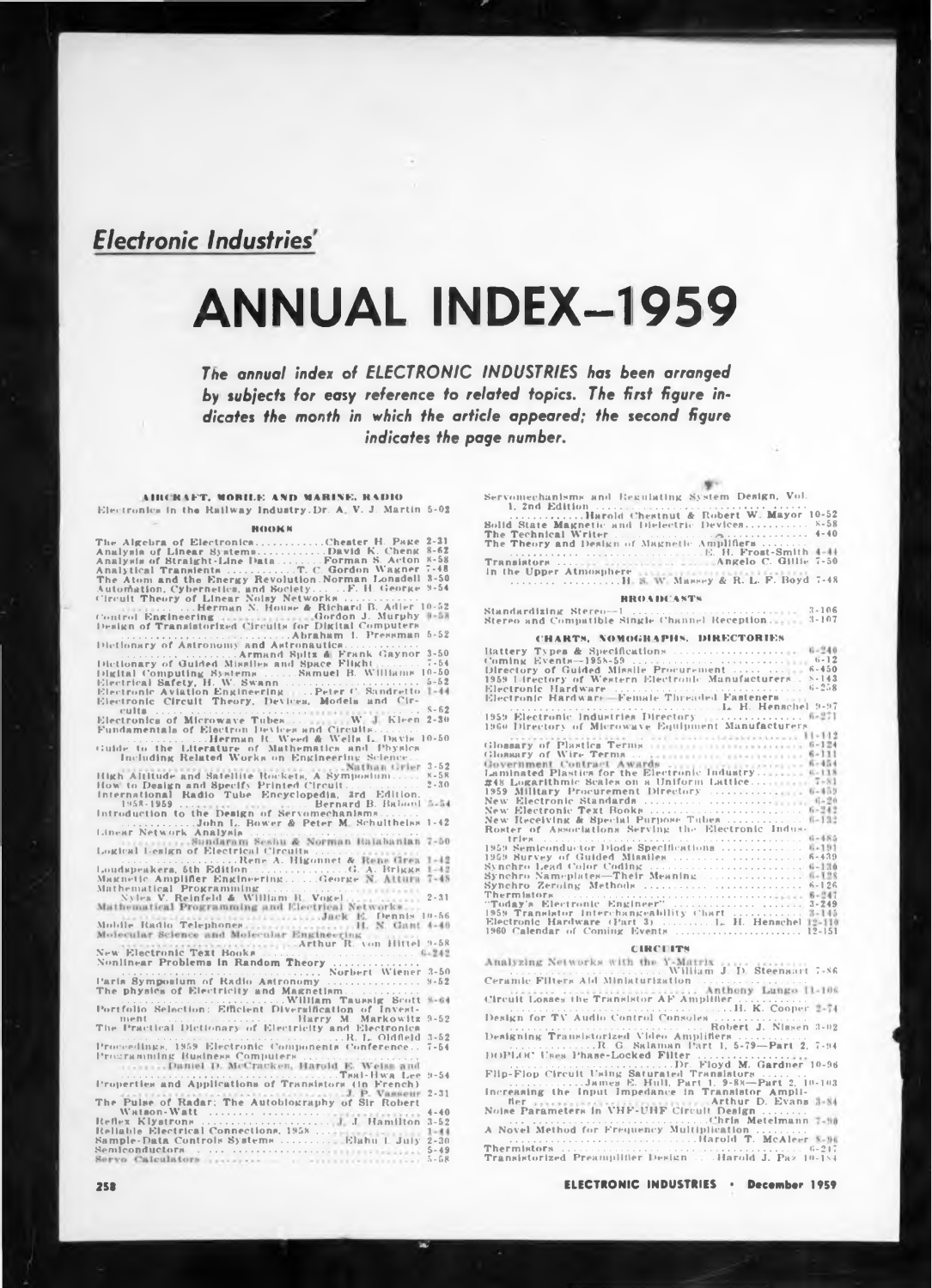*Electronic Industries'*

# ANNUAL INDEX—1959

*The annual index of ELECTRONIC INDUSTRIES has been arranged by subjects for easy reference to related topics. The first figure indicates the month in which the article appeared; the second figure indicates the page number.*

### AIRCRAFT, MOBILE AND MARINE, RADIO

Electronics in the Railway Industry. Dr. A. V. J. Martin 5-02

### BOOKS

The Algebra of Electronics ............ Chester H. Page 2-31
Analysis of Linear Systems ............ David K. Cheng 8-62
Analysis of Straight-Line Data ........ Forman S. Acton 8-58
Analytical Transients ........... T. C. Gordon Wagner 7-48
The Atom and the Energy Revolution. Norman Lonsdell 3-50
Automation, Cybernetics, and Society ...... F. H. George 9-54
Circuit Theory of Linear Noisy Networks ............ Herman N. House & Richard B. Adler 10-52
Control Engineering ................ Gordon J. Murphy 9-58
Design of Transistorized Circuits for Digital Computers .............. Abraham I. Pressman 5-52
Dictionary of Astronomy and Astronautics ............ Armand Spitz & Frank Gaynor 3-50
Dictionary of Guided Missiles and Space Flight ........ 7-54
Digital Computing Systems ....... Samuel B. Williams 10-50
Electrical Safety, H. W. Swann .................... 5-52
Electronic Aviation Engineering ..... Peter C. Sandretto 1-44
Electronic Circuit Theory, Devices, Models and Circuits ................................ 8-62
Electronics of Microwave Tubes ......... W. J. Kleen 2-30
Fundamentals of Electron Devices and Circuits ........ Herman H. Weed & Wells L. Davis 10-50
Guide to the Literature of Mathematics and Physics Including Related Works on Engineering Science ............ Nathan Grier 3-52
High Altitude and Satellite Rockets, A Symposium ..... 8-58
How to Design and Specify Printed Circuit ............ 2-30
International Radio Tube Encyclopedia, 3rd Edition, 1958-1959 ........... Bernard B. Babani 5-54
Introduction to the Design of Servomechanisms ........ John L. Bower & Peter M. Schultheiss 1-42
Linear Network Analysis ........ Sundaram Seshu & Norman Balabanian 7-50
Logical Design of Electrical Circuits ........ Rene A. Higonnet & Rene Grea 1-42
Loudspeakers, 5th Edition ............ G. A. Briggs 1-42
Magnetic Amplifier Engineering ...... George N. Attura 7-48
Mathematical Programming ........ Nyles V. Reinfeld & William R. Vogel ........ 2-31
Mathematical Programming and Electrical Networks ........ Jack B. Dennis 10-56
Mobile Radio Telephones ............ H. N. Gant 4-40
Molecular Science and Molecular Engineering ........ Arthur R. von Hippel 9-58
New Electronic Text Books ........................ 6-242
Nonlinear Problems in Random Theory ........ Norbert Wiener 3-50
Paris Symposium of Radio Astronomy .............. 9-52
The physics of Electricity and Magnetism ........ William Taussig Scott 8-64
Portfolio Selection: Efficient Diversification of Investment ............ Harry M. Markowitz 9-52
The Practical Dictionary of Electricity and Electronics ............ R. L. Oldfield 3-52
Proceedings, 1959 Electronic Components Conference .. 7-54
Programming Business Computers ........ Daniel D. McCracken, Harold E. Weiss and Tsai-Hwa Lee 9-54
Properties and Applications of Transistors (in French) ............ J. P. Vasseur 2-31
The Pulse of Radar: The Autobiography of Sir Robert Watson-Watt ............ 4-40
Reflex Klystrons ............ J. J. Hamilton 3-52
Reliable Electrical Connections, 1958 ........ 1-44
Sample-Data Controls Systems ........ Eliahu I. Jury 2-30
Semiconductors ............ 5-49
Servo Calculators ............ 5-58
Servomechanisms and Regulating System Design, Vol. I, 2nd Edition ............ Harold Chestnut & Robert W. Mayer 10-52
Solid State Magnetic and Dielectric Devices ........ 8-58
The Technical Writer ............ 4-40
The Theory and Design of Magnetic Amplifiers ........ E. H. Frost-Smith 4-44
Transistors ............ Angelo C. Gillie 7-50
In the Upper Atmosphere ........ H. S. W. Massey & R. L. F. Boyd 7-48

### BROADCASTS

Standardizing Stereo—I ............ 3-106
Stereo and Compatible Single Channel Reception ...... 3-107

### CHARTS, NOMOGRAPHS, DIRECTORIES

Battery Types & Specifications ............ 6-240
Coming Events—1958-59 ............ 6-12
Directory of Guided Missile Procurement ............ 6-450
1959 Directory of Western Electronic Manufacturers .. 8-143
Electronic Hardware ............ 6-258
Electronic Hardware—Female Threaded Fasteners ............ L. H. Henschel 9-97
1959 Electronic Industries Directory ............ 6-271
1960 Directory of Microwave Equipment Manufacturers ............ 11-112
Glossary of Plastics Terms ............ 6-124
Glossary of Wire Terms ............ 6-111
Government Contract Awards ............ 6-454
Laminated Plastics for the Electronic Industry ........ 6-118
#48 Logarithmic Scales on a Uniform Lattice ........ 7-81
1959 Military Procurement Directory ............ 6-459
New Electronic Standards ............ 6-20
New Electronic Text Books ............ 6-242
New Receiving & Special Purpose Tubes ............ 6-132
Roster of Associations Serving the Electronic Industries ............ 6-485
1959 Semiconductor Diode Specifications ............ 6-191
1959 Survey of Guided Missiles ............ 6-439
Synchro Lead Color Coding ............ 6-130
Synchro Nameplates—Their Meaning ............ 6-128
Synchro Zeroing Methods ............ 6-126
Thermistors ............ 6-247
"Today's Electronic Engineer" ............ 3-249
1959 Transistor Interchangeability Chart ............ 3-145
Electronic Hardware (Part 3) ........ L. H. Henschel 12-110
1960 Calendar of Coming Events ............ 12-151

### CIRCUITS

Analyzing Networks with the Y-Matrix ........ William J. D. Steenaart 7-86
Ceramic Filters Aid Miniaturization ........ Anthony Lungo 11-106
Circuit Losses the Transistor AF Amplifier ........ H. K. Cooper 2-74
Design for TV Audio Control Consoles ........ Robert J. Nissen 3-92
Designing Transistorized Video Amplifiers ........ R. G. Salaman Part 1, 5-79—Part 2, 7-94
DOPLOC Uses Phase-Locked Filter ........ Dr. Floyd M. Gardner 10-96
Flip-Flop Circuit Using Saturated Transistors ........ James E. Hull, Part 1, 9-88—Part 2, 10-103
Increasing the Input Impedance in Transistor Amplifier ........ Arthur D. Evans 3-84
Noise Parameters in VHF-UHF Circuit Design ........ Chris Metelmann 7-90
A Novel Method for Frequency Multiplication ........ Harold T. McAleer 8-96
Thermistors ............ 6-247
Transistorized Preamplifier Design .... Harold J. Paz 10-184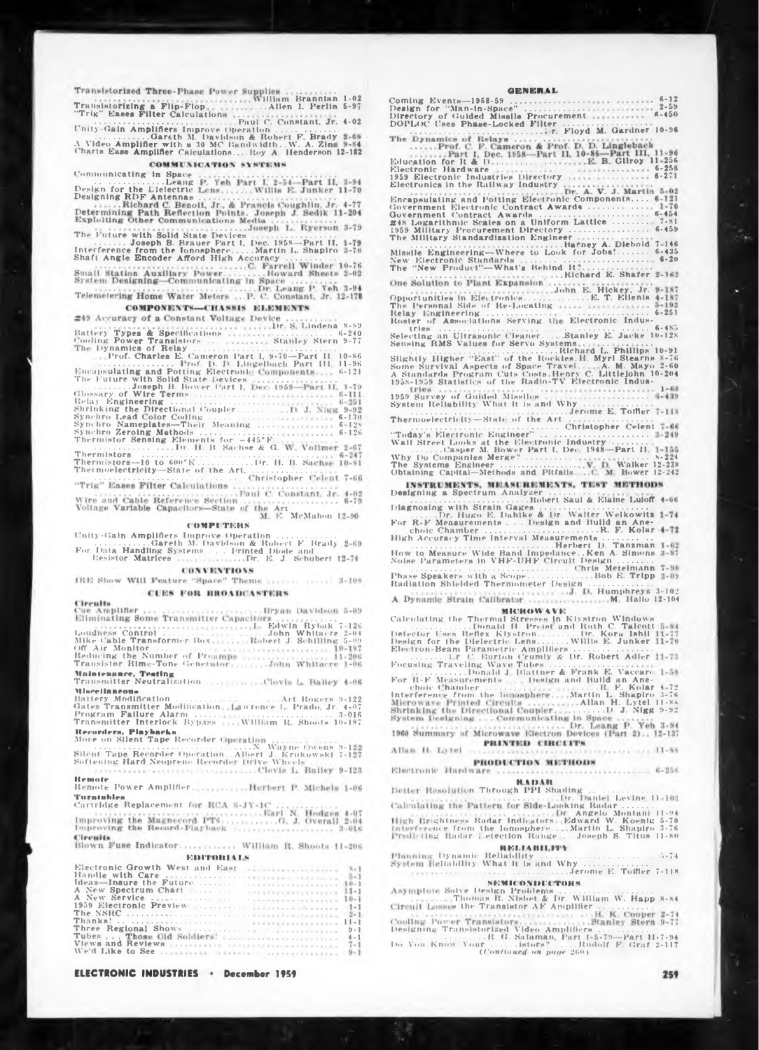Transistorized Three-Phase Power Supplies ............ William Brannian 1-02
Transistorizing a Flip-Flop.......... Allen I. Perlin 5-97
"Trig" Eases Filter Calculations .......... Paul C. Constant, Jr. 4-02
Unity-Gain Amplifiers Improve Operation .......... Gareth M. Davidson & Robert F. Brady 2-69
A Video Amplifier with a 30 MC Bandwidth...W. A. Zinn 9-84
Charts Ease Amplifier Calculations... Roy A. Henderson 12-182

### COMMUNICATION SYSTEMS

Communicating in Space .......... Leang P. Yeh Part I, 2-54—Part II, 3-94
Design for the Dielectric Lens....... Willis E. Junker 11-70
Designing RDF Antennas .......... Richard C. Benoit, Jr., & Francis Coughlin, Jr. 4-77
Determining Path Reflection Points. Joseph J. Sedik 11-204
Exploiting Other Communications Media .......... Joseph L. Ryerson 3-79
The Future with Solid State Devices .......... Joseph B. Brauer Part I, Dec. 1958—Part II, 1-79
Interference from the Ionosphere..... Martin L. Shapiro 3-76
Shaft Angle Encoder Afford High Accuracy .......... C. Farrell Winder 10-76
Small Station Auxiliary Power......... Howard Sheets 2-02
System Designing—Communicating in Space .......... Dr. Leang P. Yeh 3-94
Telemetering Home Water Meters ... P. C. Constant, Jr. 12-178

### COMPONENTS—CHASSIS ELEMENTS

#49 Accuracy of a Constant Voltage Device .......... Dr. S. Lindena 8-89
Battery Types & Specifications .......... 6-240
Cooling Power Transistors .......... Stanley Stern 9-77
The Dynamics of Relay .......... Prof. Charles E. Cameron Part I, 9-70—Part II, 10-86 .......... Prof. D. D. Lingelbach Part III, 11-96
Encapsulating and Potting Electronic Components.... 6-121
The Future with Solid State Devices .......... Joseph B. Bower Part I, Dec. 1958—Part II, 1-79
Glossary of Wire Terms .......... 6-111
Relay Engineering .......... 6-251
Shrinking the Directional Coupler .......... D. J. Nigg 9-92
Synchro Lead Color Coding .......... 6-130
Synchro Nameplates—Their Meaning .......... 6-128
Synchro Zeroing Methods .......... 6-126
Thermistor Sensing Elements for −445°F. .......... Dr. H. B. Sachse & G. W. Vollmer 2-67
Thermistors .......... 6-247
Thermistors—10 to 600°K.......... Dr. H. B. Sachse 10-81
Thermoelectricity—State of the Art .......... Christopher Celent 7-66
"Trig" Eases Filter Calculations .......... Paul C. Constant, Jr. 4-02
Wire and Cable Reference Section .......... 6-79
Voltage Variable Capacitors—State of the Art .......... M. E. McMahon 12-90

### COMPUTERS

Unity-Gain Amplifiers Improve Operation .......... Gareth M. Davidson & Robert F. Brady 2-69
For Data Handling Systems . . . Printed Diode and Resistor Matrices .......... Dr. E. J. Schubert 12-74

### CONVENTIONS

IRE Show Will Feature "Space" Theme .......... 3-108

### CUES FOR BROADCASTERS

**Circuits**

Cue Amplifier .......... Bryan Davidson 5-09
Eliminating Some Transmitter Capacitors .......... L. Edwin Rybak 7-126
Loudness Control .......... John Whitacre 2-04
Mike Cable Transformer Box......... Robert J. Schilling 5-09
Off Air Monitor .......... 10-187
Reducing the Number of Preamps .......... 11-206
Transistor Rime-Tone Generator......... John Whitacre 1-06

**Maintenance, Testing**

Transmitter Neutralization .......... Clovis L. Bailey 4-06

**Miscellaneous**

Battery Modification .......... Art Rogers 9-122
Gates Transmitter Modification...Lawrence L. Prado, Jr. 4-07
Program Failure Alarm .......... 3-016
Transmitter Interlock Bypass .... William R. Shoots 10-187

**Recorders, Playbacks**

More on Silent Tape Recorder Operation .......... N. Wayne Owens 9-122
Silent Tape Recorder Operation. Albert J. Krukowski 7-127
Softening Hard Neoprene Recorder Drive Wheels .......... Clovis L. Bailey 9-123

**Remote**

Remote Power Amplifier.......... Herbert P. Michels 1-06

**Turntables**

Cartridge Replacement for RCA 6-JY-1C .......... Earl N. Hodges 4-07
Improving the Magnecord PT6.......... G. J. Overall 2-04
Improving the Record-Playback .......... 3-016

**Circuits**

Blown Fuse Indicator.......... William R. Shoots 11-206

### EDITORIALS

Electronic Growth West and East .......... 8-1
Handle with Care .......... 5-1
Ideas—Insure the Future .......... 10-1
A New Spectrum Chart .......... 11-1
A New Service .......... 10-1
1959 Electronic Preview .......... 1-1
The NSRC .......... 2-1
Thanks! .......... 11-1
Three Regional Shows .......... 9-1
Tubes . . . Those Old Soldiers! .......... 4-1
Views and Reviews .......... 7-1
We'd Like to See .......... 9-1

### GENERAL

Coming Events—1958-59 .......... 6-12
Design for "Man-in-Space" .......... 2-59
Directory of Guided Missile Procurement .......... 6-450
DOPLOC Uses Phase-Locked Filter .......... Dr. Floyd M. Gardner 10-96
The Dynamics of Relays .......... Prof. C. F. Cameron & Prof. D. D. Lingelbach .......... Part I, Dec. 1958—Part II, 10-86—Part III, 11-96
Education for R & D.......... E. B. Gilroy 11-256
Electronic Hardware .......... 6-258
1959 Electronic Industries Directory .......... 6-271
Electronics in the Railway Industry .......... Dr. A. V. J. Martin 5-02
Encapsulating and Potting Electronic Components.... 6-121
Government Electronic Contract Awards .......... 1-70
Government Contract Awards .......... 6-454
#48 Logarithmic Scales on a Uniform Lattice .......... 7-81
1959 Military Procurement Directory .......... 6-459
The Military Standardization Engineer .......... Barney A. Diebold 7-146
Missile Engineering—Where to Look for Jobs! .......... 6-435
New Electronic Standards .......... 6-20
The "New Product"—What's Behind It? .......... Richard E. Shafer 2-162
One Solution to Plant Expansion .......... John E. Hickey, Jr. 9-187
Opportunities in Electronics.......... E. T. Ellenis 4-187
The Personal Side of Re-Locating .......... 5-192
Relay Engineering .......... 6-251
Roster of Associations Serving the Electronic Industries .......... 6-485
Selecting an Ultrasonic Cleaner..... Stanley E. Jacke 10-128
Sensing RMS Values for Servo Systems .......... Richard L. Phillips 10-91
Slightly Higher "East" of the Rockies. H. Myrl Stearns 8-76
Some Survival Aspects of Space Travel..... A. M. Mayo 2-60
A Standards Program Cuts Costs. Henry C. Littlejohn 10-204
1958-1959 Statistics of the Radio-TV Electronic Industries .......... 1-68
1959 Survey of Guided Missiles .......... 6-439
System Reliability What It Is and Why .......... Jerome E. Toffler 7-118
Thermoelectricity—State of the Art .......... Christopher Celent 7-66
"Today's Electronic Engineer" .......... 3-249
Wall Street Looks at the Electronic Industry .......... Casper M. Bower Part I, Dec. 1948—Part II, 1-155
Why Do Companies Merge? .......... 8-224
The Systems Engineer .......... V. D. Walker 12-238
Obtaining Capital—Methods and Pitfalls.... C. M. Bower 12-242

### INSTRUMENTS, MEASUREMENTS, TEST METHODS

Designing a Spectrum Analyzer .......... Robert Saul & Elaine Luloff 4-66
Diagnosing with Strain Gages .......... Dr. Hugo E. Dahlke & Dr. Walter Welkowitz 1-74
For R-F Measurements . . . Design and Build an Anechoic Chamber .......... R. F. Kolar 4-72
High Accuracy Time Interval Measurements .......... Herbert D. Tanzman 1-62
How to Measure Wide Band Impedance.. Ken A. Simons 3-87
Noise Parameters in VHF-UHF Circuit Design .......... Chris Metelmann 7-90
Phase Speakers with a Scope.......... Bob E. Tripp 3-09
Radiation Shielded Thermometer Design .......... J. D. Humphreys 3-102
A Dynamic Strain Calibrator .......... M. Hallo 12-104

### MICROWAVE

Calculating the Thermal Stresses in Klystron Windows .......... Donald H. Preist and Ruth C. Talcott 5-84
Detector Uses Reflex Klystron.......... Dr. Koru Ishii 11-77
Design for the Dielectric Lens........ Willis E. Junker 11-70
Electron-Beam Parametric Amplifiers .......... Dr. C. Burton Crumly & Dr. Robert Adler 11-73
Focusing Traveling Wave Tubes .......... Donald J. Blattner & Frank E. Vaccaro 1-58
For R-F Measurements . . . Design and Build an Anechoic Chamber .......... R. F. Kolar 4-72
Interference from the Ionosphere.... Martin L. Shapiro 3-76
Microwave Printed Circuits .......... Allan H. Lytel 11-88
Shrinking the Directional Coupler.......... D. J. Nigg 9-92
System Designing . . . Communicating in Space .......... Dr. Leang P. Yeh 3-94
1960 Summary of Microwave Electron Devices (Part 2).. 12-137

### PRINTED CIRCUITS

Allan H. Lytel .......... 11-88

### PRODUCTION METHODS

Electronic Hardware .......... 6-258

### RADAR

Better Resolution Through PPI Shading .......... Dr. Daniel Levine 11-102
Calculating the Pattern for Side-Looking Radar .......... Dr. Angelo Montani 11-94
High Brightness Radar Indicators.. Edward W. Koenig 5-70
Interference from the Ionosphere ... Martin L. Shapiro 3-76
Predicting Radar Detection Range ... Joseph S. Titus 11-80

### RELIABILITY

Planning Dynamic Reliability .......... 5-74
System Reliability What It Is and Why .......... Jerome E. Toffler 7-118

### SEMICONDUCTORS

Asymptote Solve Design Problems .......... Thomas R. Nisbet & Dr. William W. Happ 8-84
Circuit Losses the Transistor AF Amplifier .......... H. K. Cooper 2-74
Cooling Power Transistors.......... Stanley Stern 9-77
Designing Transistorized Video Amplifiers .......... R. G. Salaman, Part I-5-79—Part II-7-94
Do You Know Your ......istors? ..... Rudolf F. Graf 3-117

*(Continued on page 260)*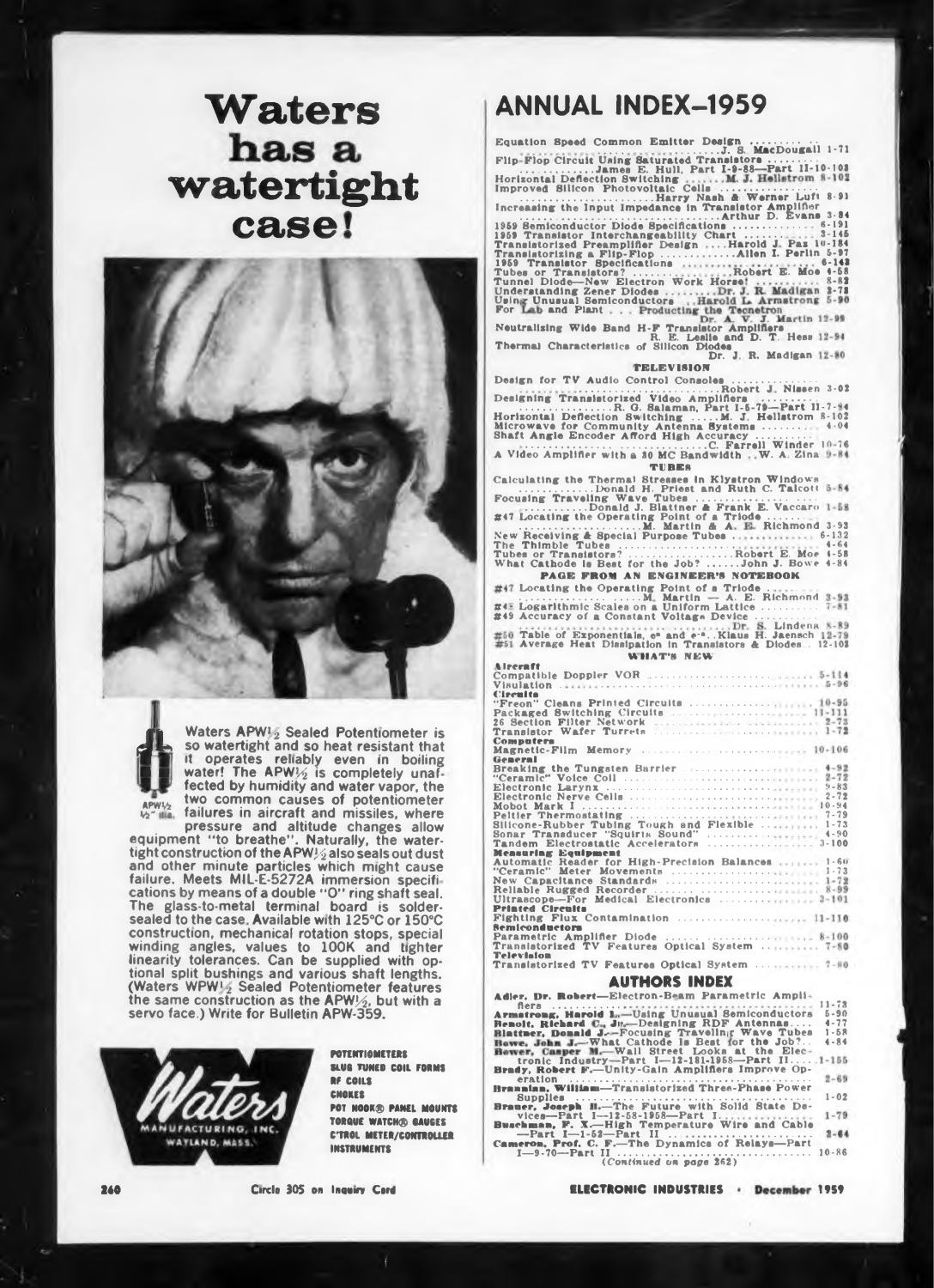# Waters has a watertight case!

Waters APW½ Sealed Potentiometer is so watertight and so heat resistant that it operates reliably even in boiling water! The APW½ is completely unaffected by humidity and water vapor, the two common causes of potentiometer failures in aircraft and missiles, where pressure and altitude changes allow equipment "to breathe". Naturally, the watertight construction of the APW½ also seals out dust and other minute particles which might cause failure. Meets MIL-E-5272A immersion specifications by means of a double "O" ring shaft seal. The glass-to-metal terminal board is solder-sealed to the case. Available with 125°C or 150°C construction, mechanical rotation stops, special winding angles, values to 100K and tighter linearity tolerances. Can be supplied with optional split bushings and various shaft lengths. (Waters WPW½ Sealed Potentiometer features the same construction as the APW½, but with a servo face.) Write for Bulletin APW-359.

APW½
½" dia.

Waters MANUFACTURING, INC. WAYLAND, MASS.

POTENTIOMETERS
SLUG TUNED COIL FORMS
RF COILS
CHOKES
POT HOOK® PANEL MOUNTS
TORQUE WATCH® GAUGES
C'TROL METER/CONTROLLER
INSTRUMENTS

Circle 305 on Inquiry Card

## ANNUAL INDEX—1959

Equation Speed Common Emitter Design .......... J. S. MacDougall 1-71
Flip-Flop Circuit Using Saturated Transistors .......... James E. Hull, Part I-9-88—Part II-10-103
Horizontal Deflection Switching .......M. J. Hellstrom 8-102
Improved Silicon Photovoltaic Cells .......... Harry Nash & Werner Luft 8-91
Increasing the Input Impedance in Transistor Amplifier .......... Arthur D. Evans 3-84
1959 Semiconductor Diode Specifications .......... 6-191
1959 Transistor Interchangeability Chart .......... 3-146
Transistorized Preamplifier Design ....Harold J. Paz 10-184
Transistorizing a Flip-Flop ..........Allen I. Perlin 5-97
1959 Transistor Specifications .......... 6-143
Tubes or Transistors? ..........Robert E. Moe 4-58
Tunnel Diode—New Electron Work Horse! .......... 8-82
Understanding Zener Diodes ..........Dr. J. R. Madigan 3-73
Using Unusual Semiconductors ...Harold L. Armstrong 5-90
For Lab and Plant . . . Producting the Tecnetron .......... Dr. A. V. J. Martin 12-99
Neutralizing Wide Band H-F Transistor Amplifiers .......... R. E. Leslie and D. T. Hess 12-94
Thermal Characteristics of Silicon Diodes .......... Dr. J. R. Madigan 12-80

### TELEVISION

Design for TV Audio Control Consoles .......... Robert J. Nissen 3-02
Designing Transistorized Video Amplifiers .......... R. G. Salaman, Part I-5-79—Part II-7-94
Horizontal Deflection Switching .......M. J. Hellstrom 8-102
Microwave for Community Antenna Systems .......... 4-04
Shaft Angle Encoder Afford High Accuracy .......... C. Farrell Winder 10-76
A Video Amplifier with a 30 MC Bandwidth ..W. A. Zina 9-84

### TUBES

Calculating the Thermal Stresses in Klystron Windows .......... Donald H. Priest and Ruth C. Talcott 5-84
Focusing Traveling Wave Tubes .......... Donald J. Blattner & Frank E. Vaccaro 1-58
#47 Locating the Operating Point of a Triode .......... M. Martin & A. E. Richmond 3-93
New Receiving & Special Purpose Tubes .......... 6-132
The Thimble Tubes .......... 4-64
Tubes or Transistors? ..........Robert E. Moe 4-58
What Cathode is Best for the Job? ......John J. Bowe 4-84

### PAGE FROM AN ENGINEER'S NOTEBOOK

#47 Locating the Operating Point of a Triode .......... M. Martin — A. E. Richmond 3-93
#48 Logarithmic Scales on a Uniform Lattice .......... 7-81
#49 Accuracy of a Constant Voltage Device .......... Dr. S. Lindena 8-89
#50 Table of Exponentials, $e^x$ and $e^{-x}$ ..Klaus H. Jaensch 12-79
#51 Average Heat Dissipation in Transistors & Diodes .. 12-103

### WHAT'S NEW

**Aircraft**
Compatible Doppler VOR .......... 5-114
Visulation .......... 5-96

**Circuits**
"Freon" Cleans Printed Circuits .......... 10-95
Packaged Switching Circuits .......... 11-111
26 Section Filter Network .......... 2-73
Transistor Wafer Turrets .......... 1-72

**Computers**
Magnetic-Film Memory .......... 10-106

**General**
Breaking the Tungsten Barrier .......... 4-92
"Ceramic" Voice Coil .......... 2-72
Electronic Larynx .......... 9-83
Electronic Nerve Cells .......... 2-72
Mobot Mark I .......... 10-94
Peltier Thermostating .......... 7-79
Silicone-Rubber Tubing Tough and Flexible .......... 1-73
Sonar Transducer "Squirts Sound" .......... 4-90
Tandem Electrostatic Accelerators .......... 3-100

**Measuring Equipment**
Automatic Reader for High-Precision Balances .......... 1-60
"Ceramic" Meter Movements .......... 1-73
New Capacitance Standards .......... 1-72
Reliable Rugged Recorder .......... 8-99
Ultrascope—For Medical Electronics .......... 3-101

**Printed Circuits**
Fighting Flux Contamination .......... 11-110

**Semiconductors**
Parametric Amplifier Diode .......... 8-100
Transistorized TV Features Optical System .......... 7-80

**Television**
Transistorized TV Features Optical System .......... 7-80

## AUTHORS INDEX

**Adler, Dr. Robert**—Electron-Beam Parametric Amplifiers .......... 11-73
**Armstrong, Harold L.**—Using Unusual Semiconductors 5-90
**Benoit, Richard C., Jr.**—Designing RDF Antennas.... 4-77
**Blattner, Donald J.**—Focusing Traveling Wave Tubes 1-58
**Bowe, John J.**—What Cathode Is Best for the Job?.. 4-84
**Bower, Casper M.**—Wall Street Looks at the Electronic Industry—Part I—12-181-1958—Part II.....1-155
**Brady, Robert F.**—Unity-Gain Amplifiers Improve Operation .......... 2-69
**Brannian, William**—Transistorized Three-Phase Power Supplies .......... 1-02
**Brauer, Joseph B.**—The Future with Solid State Devices—Part I—12-58-1958—Part I.......... 1-79
**Buschman, F. X.**—High Temperature Wire and Cable—Part I—1-52—Part II .......... 2-64
**Cameron, Prof. C. F.**—The Dynamics of Relays—Part I—9-70—Part II .......... 10-86

*(Continued on page 262)*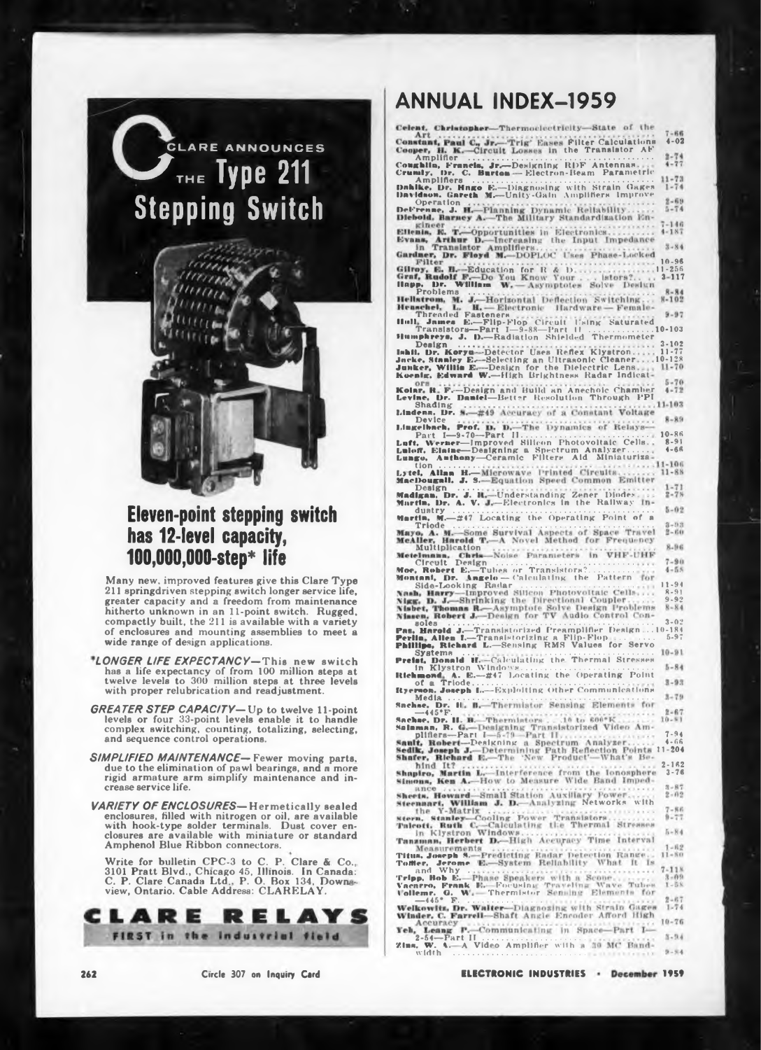## CLARE ANNOUNCES THE Type 211 Stepping Switch

### Eleven-point stepping switch has 12-level capacity, 100,000,000-step* life

Many new, improved features give this Clare Type 211 springdriven stepping switch longer service life, greater capacity and a freedom from maintenance hitherto unknown in an 11-point switch. Rugged, compactly built, the 211 is available with a variety of enclosures and mounting assemblies to meet a wide range of design applications.

*\*LONGER LIFE EXPECTANCY*—This new switch has a life expectancy of from 100 million steps at twelve levels to 300 million steps at three levels with proper relubrication and readjustment.

*GREATER STEP CAPACITY*—Up to twelve 11-point levels or four 33-point levels enable it to handle complex switching, counting, totalizing, selecting, and sequence control operations.

*SIMPLIFIED MAINTENANCE*—Fewer moving parts, due to the elimination of pawl bearings, and a more rigid armature arm simplify maintenance and increase service life.

*VARIETY OF ENCLOSURES*—Hermetically sealed enclosures, filled with nitrogen or oil, are available with hook-type solder terminals. Dust cover enclosures are available with miniature or standard Amphenol Blue Ribbon connectors.

Write for bulletin CPC-3 to C. P. Clare & Co., 3101 Pratt Blvd., Chicago 45, Illinois. In Canada: C. P. Clare Canada Ltd., P. O. Box 134, Downsview, Ontario. Cable Address: CLARELAY.

**CLARE RELAYS**
FIRST in the industrial field

Circle 307 on Inquiry Card

## ANNUAL INDEX—1959

**Celent, Christopher**—Thermoelectricity—State of the Art .... 7-66
**Constant, Paul C., Jr.**—'Trig' Eases Filter Calculations 4-02
**Cooper, H. K.**—Circuit Losses in the Transistor AF Amplifier .... 2-74
**Coughlin, Francis, Jr.**—Designing RDF Antennas .... 4-77
**Crumly, Dr. C. Barton**—Electron-Beam Parametric Amplifiers .... 11-73
**Dahlke, Dr. Hugo E.**—Diagnosing with Strain Gages 1-74
**Davidson, Gareth M.**—Unity-Gain Amplifiers Improve Operation .... 2-69
**DeFrenne, J. H.**—Planning Dynamic Reliability .... 5-74
**Diebold, Barney A.**—The Military Standardization Engineer .... 7-146
**Ellenis, E. T.**—Opportunities in Electronics .... 4-187
**Evans, Arthur D.**—Increasing the Input Impedance in Transistor Amplifiers .... 3-84
**Gardner, Dr. Floyd M.**—DOPLOC Uses Phase-Locked Filter .... 10-96
**Gilroy, E. H.**—Education for R & D .... 11-256
**Graf, Rudolf F.**—Do You Know Your . . . istors? .... 3-117
**Happ, Dr. William W.**—Asymptotes Solve Design Problems .... 8-84
**Hellstrom, M. J.**—Horizontal Deflection Switching .... 8-102
**Henschel, L. H.**—Electronic Hardware—Female-Threaded Fasteners .... 9-97
**Hull, James E.**—Flip-Flop Circuit Using Saturated Transistors—Part I—9-88—Part II .... 10-103
**Humphreys, J. D.**—Radiation Shielded Thermometer Design .... 3-102
**Ishii, Dr. Koryu**—Detector Uses Reflex Klystron .... 11-77
**Jacke, Stanley E.**—Selecting an Ultrasonic Cleaner .... 10-128
**Junker, Willis E.**—Design for the Dielectric Lens .... 11-70
**Koenig, Edward W.**—High Brightness Radar Indicators .... 5-70
**Kolar, R. F.**—Design and Build an Anechoic Chamber 4-72
**Levine, Dr. Daniel**—Better Resolution Through PPI Shading .... 11-103
**Lindena, Dr. S.**—#49 Accuracy of a Constant Voltage Device .... 8-89
**Lingelbach, Prof. D. D.**—The Dynamics of Relays—Part I—9-70—Part II .... 10-86
**Luft, Werner**—Improved Silicon Photovoltaic Cells .... 8-91
**Luloff, Elaine**—Designing a Spectrum Analyzer .... 4-66
**Lungo, Anthony**—Ceramic Filters Aid Miniaturization .... 11-106
**Lytel, Allan H.**—Microwave Printed Circuits .... 11-88
**MacDougall, J. S.**—Equation Speed Common Emitter Design .... 1-71
**Madigan, Dr. J. R.**—Understanding Zener Diodes .... 2-78
**Martin, Dr. A. V. J.**—Electronics in the Railway Industry .... 5-92
**Martin, M.**—#47 Locating the Operating Point of a Triode .... 3-93
**Mayo, A. M.**—Some Survival Aspects of Space Travel 2-60
**McAller, Harold T.**—A Novel Method for Frequency Multiplication .... 8-96
**Metelmann, Chris**—Noise Parameters in VHF-UHF Circuit Design .... 7-90
**Moe, Robert E.**—Tubes or Transistors? .... 4-58
**Montani, Dr. Angelo**—Calculating the Pattern for Side-Looking Radar .... 11-94
**Nash, Harry**—Improved Silicon Photovoltaic Cells .... 8-91
**Nigg, D. J.**—Shrinking the Directional Coupler .... 9-92
**Nisbet, Thomas R.**—Asymptote Solve Design Problems 8-84
**Nissen, Robert J.**—Design for TV Audio Control Consoles .... 3-02
**Pan, Harold J.**—Transistorized Preamplifier Design .... 10-184
**Perlin, Allen I.**—Transistorizing a Flip-Flop .... 5-97
**Phillips, Richard L.**—Sensing RMS Values for Servo Systems .... 10-91
**Preist, Donald H.**—Calculating the Thermal Stresses in Klystron Windows .... 5-84
**Richmond, A. E.**—#47 Locating the Operating Point of a Triode .... 3-93
**Ryerson, Joseph L.**—Exploiting Other Communications Media .... 3-79
**Sachse, Dr. H. B.**—Thermistor Sensing Elements for —445°F .... 2-67
**Sachse, Dr. H. B.**—Thermistors . . . 10 to 600°K .... 10-81
**Salaman, R. G.**—Designing Transistorized Video Amplifiers—Part I—5-79—Part II .... 7-94
**Sault, Robert**—Designing a Spectrum Analyzer .... 4-66
**Sedlk, Joseph J.**—Determining Path Reflection Points 11-204
**Shafer, Richard E.**—The 'New Product'—What's Behind It? .... 2-162
**Shapiro, Martin L.**—Interference from the Ionosphere 3-76
**Simons, Ken A.**—How to Measure Wide Band Impedance .... 8-87
**Sheets, Howard**—Small Station Auxiliary Power .... 2-02
**Steenaart, William J. D.**—Analyzing Networks with the Y-Matrix .... 7-86
**Stern, Stanley**—Cooling Power Transistors .... 9-77
**Talcott, Ruth C.**—Calculating the Thermal Stresses in Klystron Windows .... 5-84
**Tanzman, Herbert D.**—High Accuracy Time Interval Measurements .... 1-62
**Titus, Joseph S.**—Predicting Radar Detection Range .... 11-80
**Toffler, Jerome E.**—System Reliability What It Is and Why .... 7-118
**Tripp, Bob E.**—Phase Speakers with a Scope .... 3-09
**Vaccaro, Frank E.**—Focusing Traveling Wave Tubes 1-58
**Vollemr, G. W.**—Thermistor Sensing Elements for —445° F. .... 2-67
**Welkowitz, Dr. Walter**—Diagnosing with Strain Gages 1-74
**Winder, C. Farrell**—Shaft Angle Encoder Afford High Accuracy .... 10-76
**Yeh, Leang P.**—Communicating in Space—Part I—2-54—Part II .... 3-94
**Zinn, W. A.**—A Video Amplifier with a 30 MC Bandwidth .... 9-84